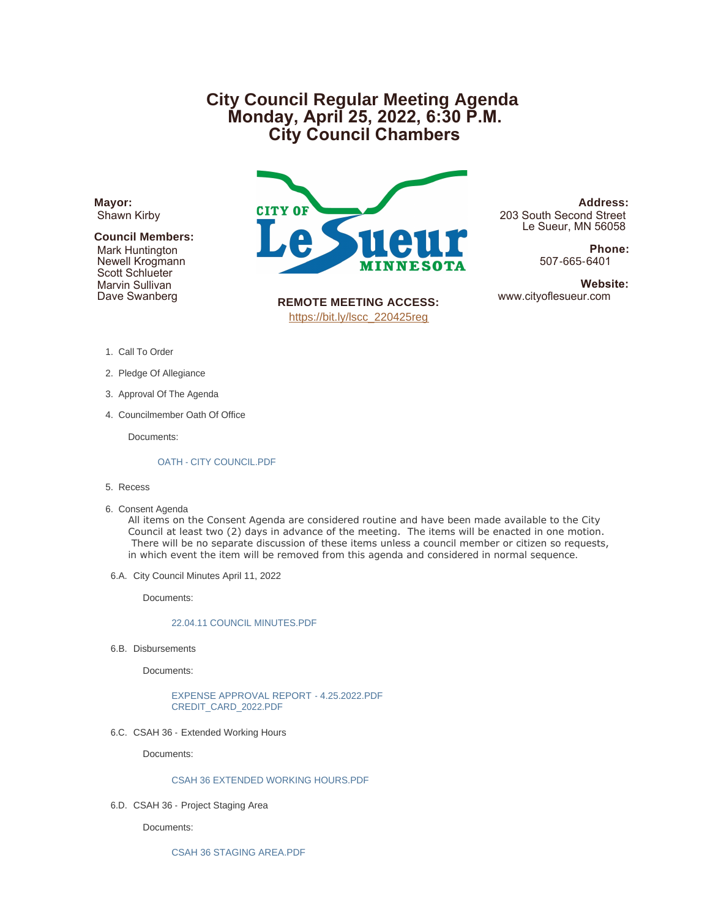# City Council Regular Meeting Agenda
# Monday, April 25, 2022, 6:30 P.M.
# City Council Chambers

**Mayor:**
Shawn Kirby

**Council Members:**
Mark Huntington
Newell Krogmann
Scott Schlueter
Marvin Sullivan
Dave Swanberg

**REMOTE MEETING ACCESS:**
https://bit.ly/lscc_220425reg

**Address:**
203 South Second Street
Le Sueur, MN 56058

**Phone:**
507-665-6401

**Website:**
www.cityoflesueur.com

1. Call To Order
2. Pledge Of Allegiance
3. Approval Of The Agenda
4. Councilmember Oath Of Office

   Documents:

   OATH - CITY COUNCIL.PDF

5. Recess
6. Consent Agenda

   All items on the Consent Agenda are considered routine and have been made available to the City Council at least two (2) days in advance of the meeting. The items will be enacted in one motion. There will be no separate discussion of these items unless a council member or citizen so requests, in which event the item will be removed from this agenda and considered in normal sequence.

6.A. City Council Minutes April 11, 2022

   Documents:

   22.04.11 COUNCIL MINUTES.PDF

6.B. Disbursements

   Documents:

   EXPENSE APPROVAL REPORT - 4.25.2022.PDF
   CREDIT_CARD_2022.PDF

6.C. CSAH 36 - Extended Working Hours

   Documents:

   CSAH 36 EXTENDED WORKING HOURS.PDF

6.D. CSAH 36 - Project Staging Area

   Documents:

   CSAH 36 STAGING AREA.PDF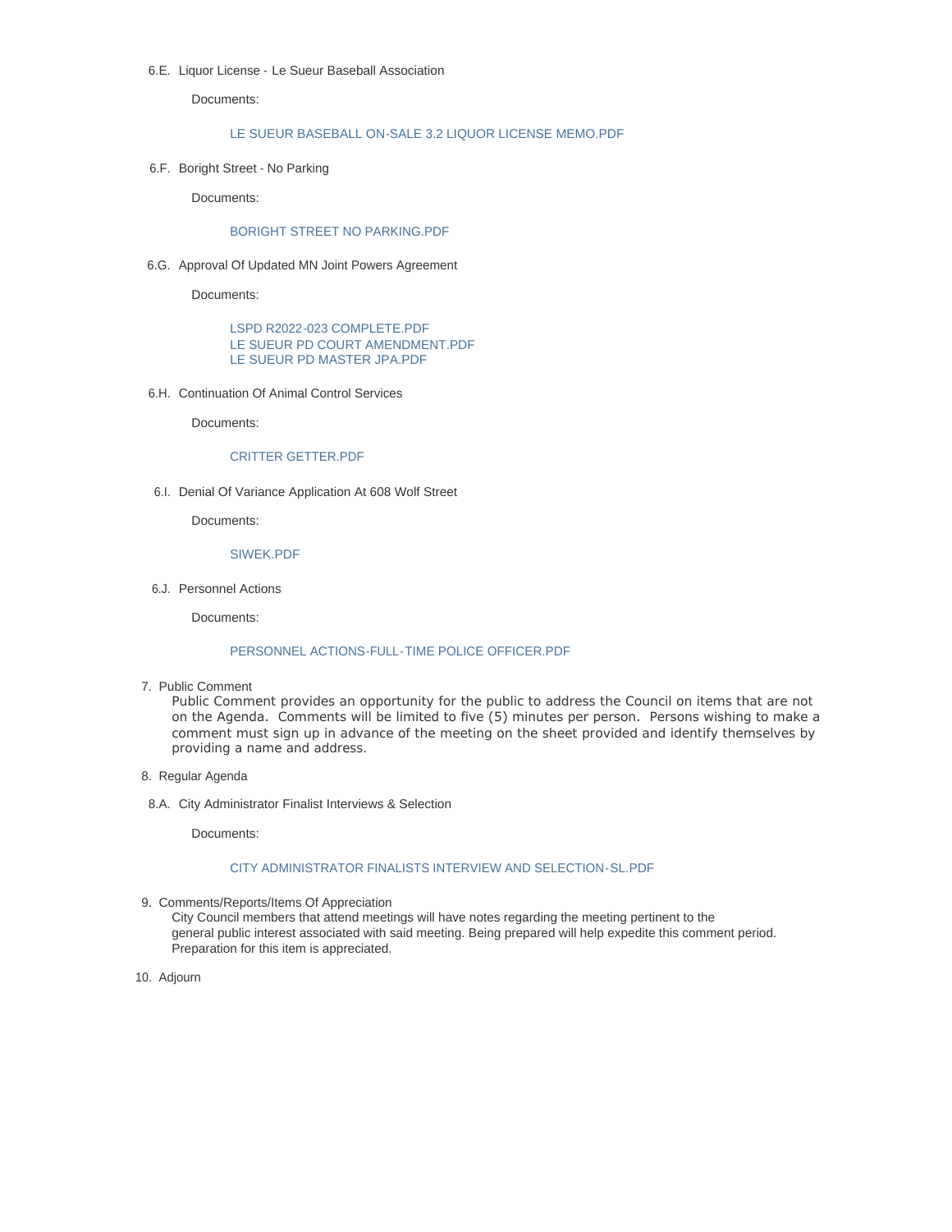6.E. Liquor License - Le Sueur Baseball Association

Documents:

LE SUEUR BASEBALL ON-SALE 3.2 LIQUOR LICENSE MEMO.PDF

6.F. Boright Street - No Parking

Documents:

BORIGHT STREET NO PARKING.PDF

6.G. Approval Of Updated MN Joint Powers Agreement

Documents:

LSPD R2022-023 COMPLETE.PDF
LE SUEUR PD COURT AMENDMENT.PDF
LE SUEUR PD MASTER JPA.PDF

6.H. Continuation Of Animal Control Services

Documents:

CRITTER GETTER.PDF

6.I. Denial Of Variance Application At 608 Wolf Street

Documents:

SIWEK.PDF

6.J. Personnel Actions

Documents:

PERSONNEL ACTIONS-FULL-TIME POLICE OFFICER.PDF

7. Public Comment

Public Comment provides an opportunity for the public to address the Council on items that are not on the Agenda. Comments will be limited to five (5) minutes per person. Persons wishing to make a comment must sign up in advance of the meeting on the sheet provided and identify themselves by providing a name and address.

8. Regular Agenda

8.A. City Administrator Finalist Interviews & Selection

Documents:

CITY ADMINISTRATOR FINALISTS INTERVIEW AND SELECTION-SL.PDF

9. Comments/Reports/Items Of Appreciation

City Council members that attend meetings will have notes regarding the meeting pertinent to the general public interest associated with said meeting. Being prepared will help expedite this comment period. Preparation for this item is appreciated.

10. Adjourn